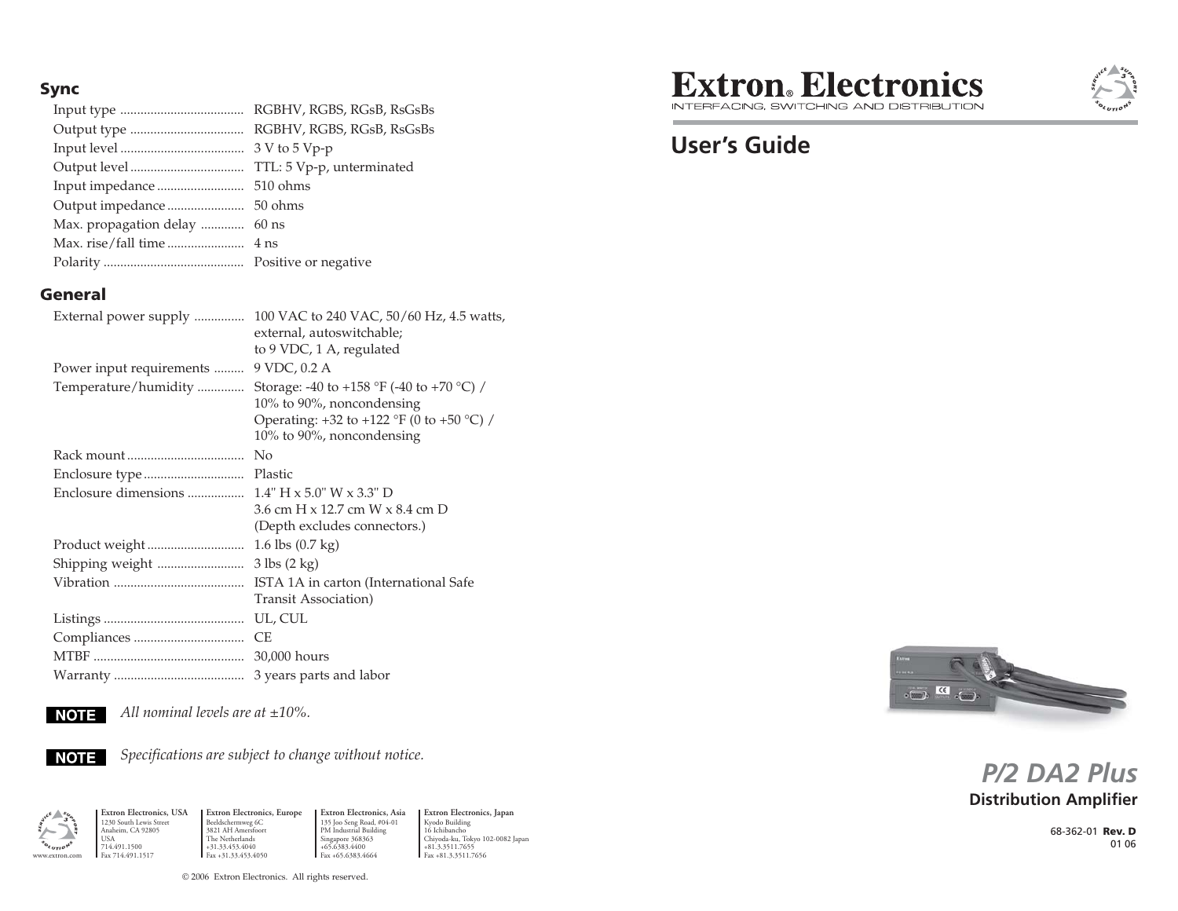## Sync

| | |
|---|---|
| Input type | RGBHV, RGBS, RGsB, RsGsBs |
| Output type | RGBHV, RGBS, RGsB, RsGsBs |
| Input level | 3 V to 5 Vp-p |
| Output level | TTL: 5 Vp-p, unterminated |
| Input impedance | 510 ohms |
| Output impedance | 50 ohms |
| Max. propagation delay | 60 ns |
| Max. rise/fall time | 4 ns |
| Polarity | Positive or negative |

## General

| | |
|---|---|
| External power supply | 100 VAC to 240 VAC, 50/60 Hz, 4.5 watts, external, autoswitchable; to 9 VDC, 1 A, regulated |
| Power input requirements | 9 VDC, 0.2 A |
| Temperature/humidity | Storage: -40 to +158 °F (-40 to +70 °C) / 10% to 90%, noncondensing<br>Operating: +32 to +122 °F (0 to +50 °C) / 10% to 90%, noncondensing |
| Rack mount | No |
| Enclosure type | Plastic |
| Enclosure dimensions | 1.4" H x 5.0" W x 3.3" D<br>3.6 cm H x 12.7 cm W x 8.4 cm D<br>(Depth excludes connectors.) |
| Product weight | 1.6 lbs (0.7 kg) |
| Shipping weight | 3 lbs (2 kg) |
| Vibration | ISTA 1A in carton (International Safe Transit Association) |
| Listings | UL, CUL |
| Compliances | CE |
| MTBF | 30,000 hours |
| Warranty | 3 years parts and labor |

**NOTE** *All nominal levels are at ±10%.*

**NOTE** *Specifications are subject to change without notice.*

**Extron Electronics, USA**
1230 South Lewis Street
Anaheim, CA 92805
USA
714.491.1500
Fax 714.491.1517

**Extron Electronics, Europe**
Beeldschermweg 6C
3821 AH Amersfoort
The Netherlands
+31.33.453.4040
Fax +31.33.453.4050

**Extron Electronics, Asia**
135 Joo Seng Road, #04-01
PM Industrial Building
Singapore 368363
+65.6383.4400
Fax +65.6383.4664

**Extron Electronics, Japan**
Kyodo Building
16 Ichibancho
Chiyoda-ku, Tokyo 102-0082 Japan
+81.3.3511.7655
Fax +81.3.3511.7656

www.extron.com

© 2006 Extron Electronics. All rights reserved.

# Extron® Electronics

INTERFACING, SWITCHING AND DISTRIBUTION

## User's Guide

# *P/2 DA2 Plus*

### Distribution Amplifier

68-362-01 **Rev. D**
01 06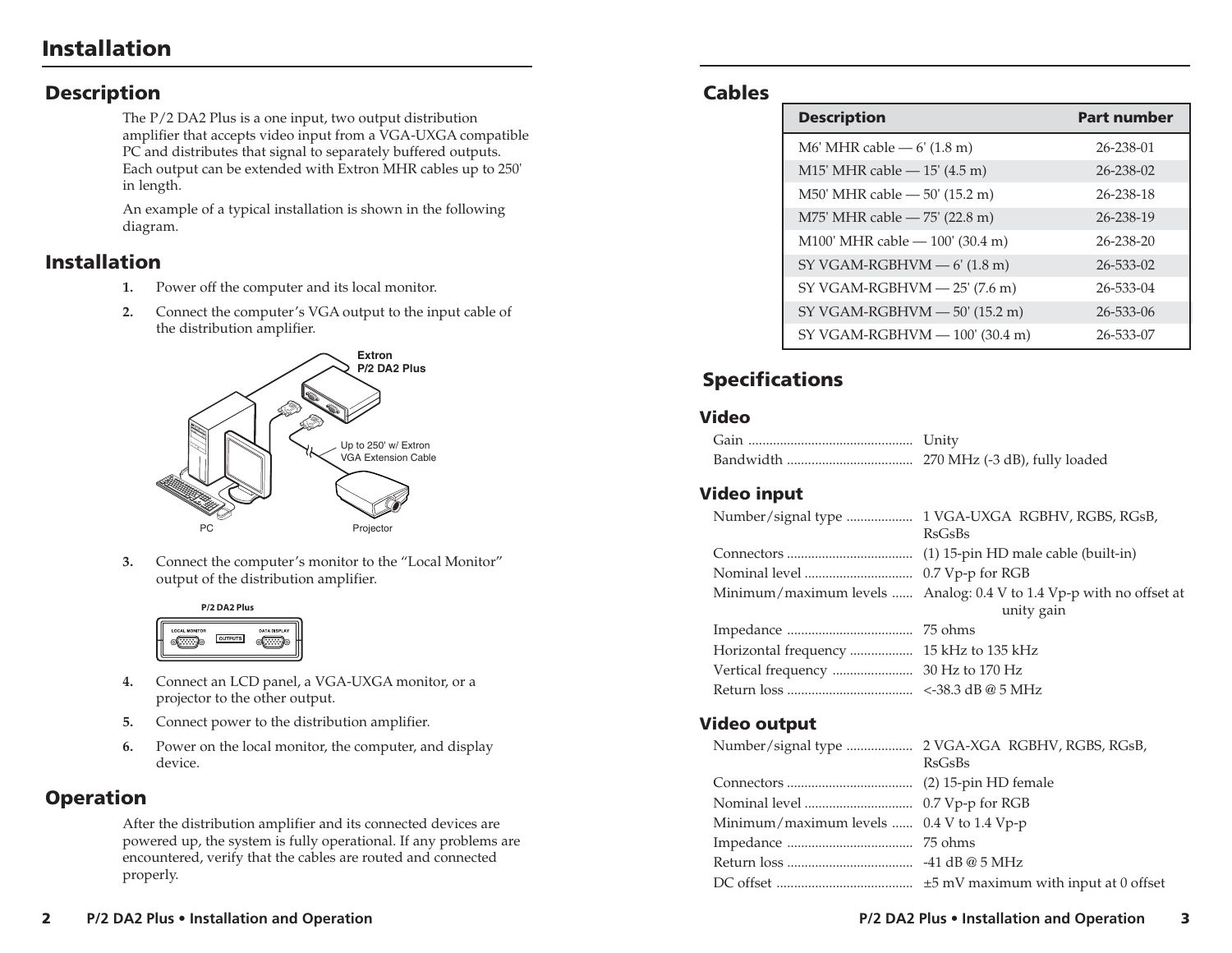# Installation

## Description

The P/2 DA2 Plus is a one input, two output distribution amplifier that accepts video input from a VGA-UXGA compatible PC and distributes that signal to separately buffered outputs. Each output can be extended with Extron MHR cables up to 250' in length.

An example of a typical installation is shown in the following diagram.

## Installation

1. Power off the computer and its local monitor.
2. Connect the computer's VGA output to the input cable of the distribution amplifier.

Extron
P/2 DA2 Plus

Up to 250' w/ Extron VGA Extension Cable

PC

Projector

3. Connect the computer's monitor to the "Local Monitor" output of the distribution amplifier.

P/2 DA2 Plus

LOCAL MONITOR

OUTPUTS

DATA DISPLAY

4. Connect an LCD panel, a VGA-UXGA monitor, or a projector to the other output.
5. Connect power to the distribution amplifier.
6. Power on the local monitor, the computer, and display device.

## Operation

After the distribution amplifier and its connected devices are powered up, the system is fully operational. If any problems are encountered, verify that the cables are routed and connected properly.

## Cables

| Description | Part number |
| --- | --- |
| M6' MHR cable — 6' (1.8 m) | 26-238-01 |
| M15' MHR cable — 15' (4.5 m) | 26-238-02 |
| M50' MHR cable — 50' (15.2 m) | 26-238-18 |
| M75' MHR cable — 75' (22.8 m) | 26-238-19 |
| M100' MHR cable — 100' (30.4 m) | 26-238-20 |
| SY VGAM-RGBHVM — 6' (1.8 m) | 26-533-02 |
| SY VGAM-RGBHVM — 25' (7.6 m) | 26-533-04 |
| SY VGAM-RGBHVM — 50' (15.2 m) | 26-533-06 |
| SY VGAM-RGBHVM — 100' (30.4 m) | 26-533-07 |

## Specifications

### Video

Gain ............................................... Unity
Bandwidth ................................... 270 MHz (-3 dB), fully loaded

### Video input

Number/signal type ................... 1 VGA-UXGA RGBHV, RGBS, RGsB, RsGsBs
Connectors ................................... (1) 15-pin HD male cable (built-in)
Nominal level .............................. 0.7 Vp-p for RGB
Minimum/maximum levels ...... Analog: 0.4 V to 1.4 Vp-p with no offset at unity gain
Impedance ................................... 75 ohms
Horizontal frequency .................. 15 kHz to 135 kHz
Vertical frequency ....................... 30 Hz to 170 Hz
Return loss ................................... <-38.3 dB @ 5 MHz

### Video output

Number/signal type ................... 2 VGA-XGA RGBHV, RGBS, RGsB, RsGsBs
Connectors ................................... (2) 15-pin HD female
Nominal level .............................. 0.7 Vp-p for RGB
Minimum/maximum levels ...... 0.4 V to 1.4 Vp-p
Impedance ................................... 75 ohms
Return loss ................................... -41 dB @ 5 MHz
DC offset ...................................... ±5 mV maximum with input at 0 offset